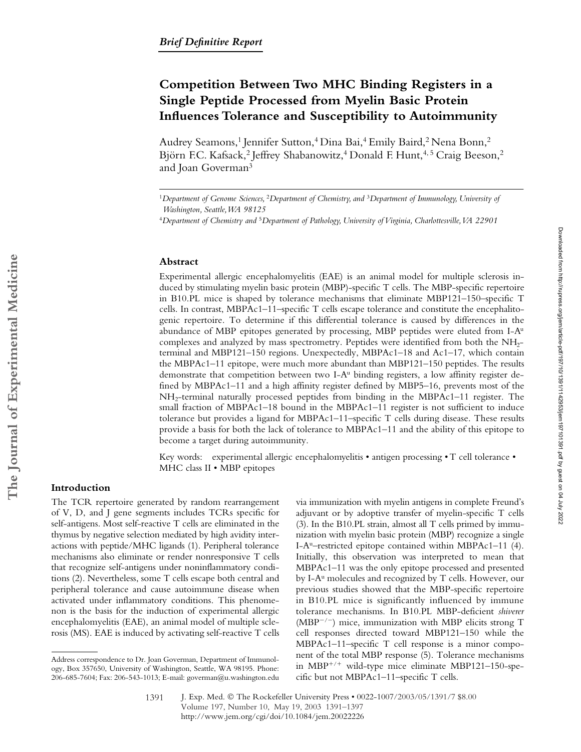*Brief Definitive Report*

# Competition Between Two MHC Binding Registers in a Single Peptide Processed from Myelin Basic Protein Influences Tolerance and Susceptibility to Autoimmunity

Audrey Seamons,[1] Jennifer Sutton,[4] Dina Bai,[4] Emily Baird,[2] Nena Bonn,[2] Björn F.C. Kafsack,[2] Jeffrey Shabanowitz,[4] Donald F. Hunt,[4,5] Craig Beeson,[2] and Joan Goverman[3]

[1]*Department of Genome Sciences,* [2]*Department of Chemistry, and* [3]*Department of Immunology, University of Washington, Seattle, WA 98125*

[4]*Department of Chemistry and* [5]*Department of Pathology, University of Virginia, Charlottesville, VA 22901*

## Abstract

Experimental allergic encephalomyelitis (EAE) is an animal model for multiple sclerosis induced by stimulating myelin basic protein (MBP)-specific T cells. The MBP-specific repertoire in B10.PL mice is shaped by tolerance mechanisms that eliminate MBP121–150–specific T cells. In contrast, MBPAc1–11–specific T cells escape tolerance and constitute the encephalitogenic repertoire. To determine if this differential tolerance is caused by differences in the abundance of MBP epitopes generated by processing, MBP peptides were eluted from I-A$^u$ complexes and analyzed by mass spectrometry. Peptides were identified from both the $NH_2$-terminal and MBP121–150 regions. Unexpectedly, MBPAc1–18 and Ac1–17, which contain the MBPAc1–11 epitope, were much more abundant than MBP121–150 peptides. The results demonstrate that competition between two I-A$^u$ binding registers, a low affinity register defined by MBPAc1–11 and a high affinity register defined by MBP5–16, prevents most of the $NH_2$-terminal naturally processed peptides from binding in the MBPAc1–11 register. The small fraction of MBPAc1–18 bound in the MBPAc1–11 register is not sufficient to induce tolerance but provides a ligand for MBPAc1–11–specific T cells during disease. These results provide a basis for both the lack of tolerance to MBPAc1–11 and the ability of this epitope to become a target during autoimmunity.

Key words: experimental allergic encephalomyelitis • antigen processing • T cell tolerance • MHC class II • MBP epitopes

## Introduction

The TCR repertoire generated by random rearrangement of V, D, and J gene segments includes TCRs specific for self-antigens. Most self-reactive T cells are eliminated in the thymus by negative selection mediated by high avidity interactions with peptide/MHC ligands (1). Peripheral tolerance mechanisms also eliminate or render nonresponsive T cells that recognize self-antigens under noninflammatory conditions (2). Nevertheless, some T cells escape both central and peripheral tolerance and cause autoimmune disease when activated under inflammatory conditions. This phenomenon is the basis for the induction of experimental allergic encephalomyelitis (EAE), an animal model of multiple sclerosis (MS). EAE is induced by activating self-reactive T cells via immunization with myelin antigens in complete Freund's adjuvant or by adoptive transfer of myelin-specific T cells (3). In the B10.PL strain, almost all T cells primed by immunization with myelin basic protein (MBP) recognize a single I-A$^u$–restricted epitope contained within MBPAc1–11 (4). Initially, this observation was interpreted to mean that MBPAc1–11 was the only epitope processed and presented by I-A$^u$ molecules and recognized by T cells. However, our previous studies showed that the MBP-specific repertoire in B10.PL mice is significantly influenced by immune tolerance mechanisms. In B10.PL MBP-deficient *shiverer* (MBP$^{-/-}$) mice, immunization with MBP elicits strong T cell responses directed toward MBP121–150 while the MBPAc1–11–specific T cell response is a minor component of the total MBP response (5). Tolerance mechanisms in MBP$^{+/+}$ wild-type mice eliminate MBP121–150-specific but not MBPAc1–11–specific T cells.

Address correspondence to Dr. Joan Goverman, Department of Immunology, Box 357650, University of Washington, Seattle, WA 98195. Phone: 206-685-7604; Fax: 206-543-1013; E-mail: goverman@u.washington.edu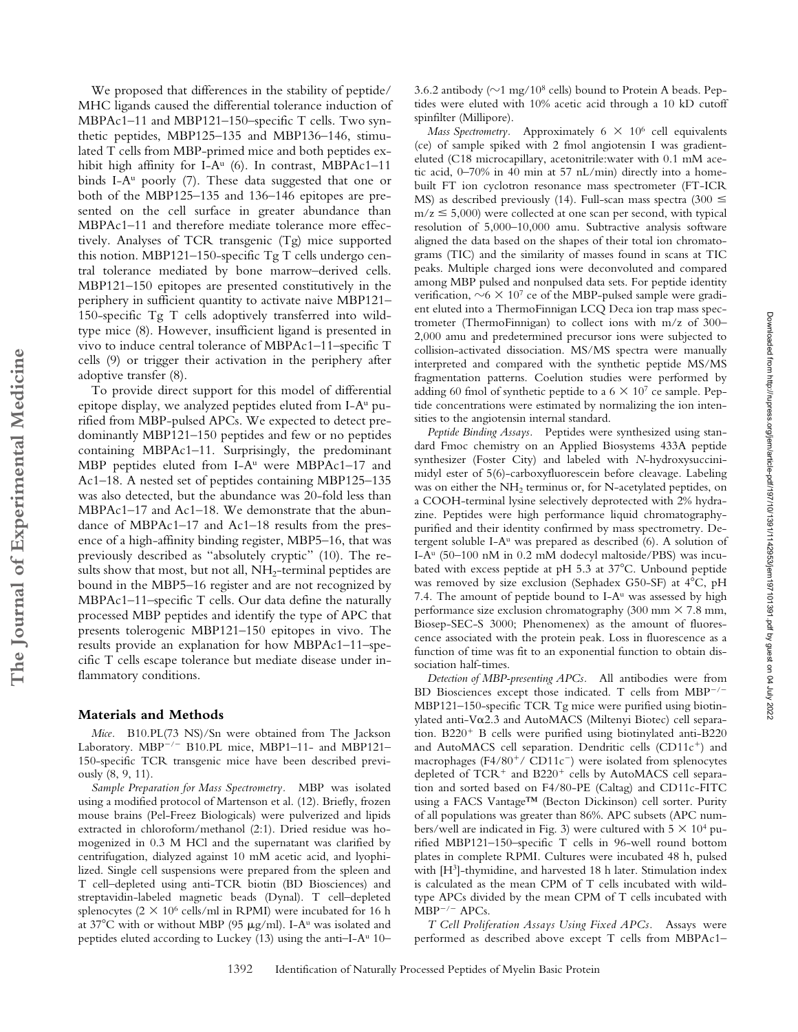We proposed that differences in the stability of peptide/MHC ligands caused the differential tolerance induction of MBPAc1–11 and MBP121–150–specific T cells. Two synthetic peptides, MBP125–135 and MBP136–146, stimulated T cells from MBP-primed mice and both peptides exhibit high affinity for I-A$^u$ (6). In contrast, MBPAc1–11 binds I-A$^u$ poorly (7). These data suggested that one or both of the MBP125–135 and 136–146 epitopes are presented on the cell surface in greater abundance than MBPAc1–11 and therefore mediate tolerance more effectively. Analyses of TCR transgenic (Tg) mice supported this notion. MBP121–150-specific Tg T cells undergo central tolerance mediated by bone marrow–derived cells. MBP121–150 epitopes are presented constitutively in the periphery in sufficient quantity to activate naive MBP121–150-specific Tg T cells adoptively transferred into wild-type mice (8). However, insufficient ligand is presented in vivo to induce central tolerance of MBPAc1–11–specific T cells (9) or trigger their activation in the periphery after adoptive transfer (8).

To provide direct support for this model of differential epitope display, we analyzed peptides eluted from I-A$^u$ purified from MBP-pulsed APCs. We expected to detect predominantly MBP121–150 peptides and few or no peptides containing MBPAc1–11. Surprisingly, the predominant MBP peptides eluted from I-A$^u$ were MBPAc1–17 and Ac1–18. A nested set of peptides containing MBP125–135 was also detected, but the abundance was 20-fold less than MBPAc1–17 and Ac1–18. We demonstrate that the abundance of MBPAc1–17 and Ac1–18 results from the presence of a high-affinity binding register, MBP5–16, that was previously described as "absolutely cryptic" (10). The results show that most, but not all, $NH_2$-terminal peptides are bound in the MBP5–16 register and are not recognized by MBPAc1–11–specific T cells. Our data define the naturally processed MBP peptides and identify the type of APC that presents tolerogenic MBP121–150 epitopes in vivo. The results provide an explanation for how MBPAc1–11–specific T cells escape tolerance but mediate disease under inflammatory conditions.

## Materials and Methods

*Mice.* B10.PL(73 NS)/Sn were obtained from The Jackson Laboratory. MBP$^{-/-}$ B10.PL mice, MBP1–11- and MBP121–150-specific TCR transgenic mice have been described previously (8, 9, 11).

*Sample Preparation for Mass Spectrometry.* MBP was isolated using a modified protocol of Martenson et al. (12). Briefly, frozen mouse brains (Pel-Freez Biologicals) were pulverized and lipids extracted in chloroform/methanol (2:1). Dried residue was homogenized in 0.3 M HCl and the supernatant was clarified by centrifugation, dialyzed against 10 mM acetic acid, and lyophilized. Single cell suspensions were prepared from the spleen and T cell–depleted using anti-TCR biotin (BD Biosciences) and streptavidin-labeled magnetic beads (Dynal). T cell–depleted splenocytes ($2 \times 10^6$ cells/ml in RPMI) were incubated for 16 h at 37°C with or without MBP (95 μg/ml). I-A$^u$ was isolated and peptides eluted according to Luckey (13) using the anti–I-A$^u$ 10–3.6.2 antibody (~1 mg/$10^8$ cells) bound to Protein A beads. Peptides were eluted with 10% acetic acid through a 10 kD cutoff spinfilter (Millipore).

*Mass Spectrometry.* Approximately $6 \times 10^6$ cell equivalents (ce) of sample spiked with 2 fmol angiotensin I was gradient-eluted (C18 microcapillary, acetonitrile:water with 0.1 mM acetic acid, 0–70% in 40 min at 57 nL/min) directly into a home-built FT ion cyclotron resonance mass spectrometer (FT-ICR MS) as described previously (14). Full-scan mass spectra ($300 \leq m/z \leq 5{,}000$) were collected at one scan per second, with typical resolution of 5,000–10,000 amu. Subtractive analysis software aligned the data based on the shapes of their total ion chromatograms (TIC) and the similarity of masses found in scans at TIC peaks. Multiple charged ions were deconvoluted and compared among MBP pulsed and nonpulsed data sets. For peptide identity verification, ~$6 \times 10^7$ ce of the MBP-pulsed sample were gradient eluted into a ThermoFinnigan LCQ Deca ion trap mass spectrometer (ThermoFinnigan) to collect ions with m/z of 300–2,000 amu and predetermined precursor ions were subjected to collision-activated dissociation. MS/MS spectra were manually interpreted and compared with the synthetic peptide MS/MS fragmentation patterns. Coelution studies were performed by adding 60 fmol of synthetic peptide to a $6 \times 10^7$ ce sample. Peptide concentrations were estimated by normalizing the ion intensities to the angiotensin internal standard.

*Peptide Binding Assays.* Peptides were synthesized using standard Fmoc chemistry on an Applied Biosystems 433A peptide synthesizer (Foster City) and labeled with *N*-hydroxysuccinimidyl ester of 5(6)-carboxyfluorescein before cleavage. Labeling was on either the $NH_2$ terminus or, for N-acetylated peptides, on a COOH-terminal lysine selectively deprotected with 2% hydrazine. Peptides were high performance liquid chromatography-purified and their identity confirmed by mass spectrometry. Detergent soluble I-A$^u$ was prepared as described (6). A solution of I-A$^u$ (50–100 nM in 0.2 mM dodecyl maltoside/PBS) was incubated with excess peptide at pH 5.3 at 37°C. Unbound peptide was removed by size exclusion (Sephadex G50-SF) at 4°C, pH 7.4. The amount of peptide bound to I-A$^u$ was assessed by high performance size exclusion chromatography (300 mm × 7.8 mm, Biosep-SEC-S 3000; Phenomenex) as the amount of fluorescence associated with the protein peak. Loss in fluorescence as a function of time was fit to an exponential function to obtain dissociation half-times.

*Detection of MBP-presenting APCs.* All antibodies were from BD Biosciences except those indicated. T cells from MBP$^{-/-}$ MBP121–150-specific TCR Tg mice were purified using biotinylated anti-Vα2.3 and AutoMACS (Miltenyi Biotec) cell separation. B220$^+$ B cells were purified using biotinylated anti-B220 and AutoMACS cell separation. Dendritic cells (CD11c$^+$) and macrophages (F4/80$^+$/ CD11c$^-$) were isolated from splenocytes depleted of TCR$^+$ and B220$^+$ cells by AutoMACS cell separation and sorted based on F4/80-PE (Caltag) and CD11c-FITC using a FACS Vantage™ (Becton Dickinson) cell sorter. Purity of all populations was greater than 86%. APC subsets (APC numbers/well are indicated in Fig. 3) were cultured with $5 \times 10^4$ purified MBP121–150–specific T cells in 96-well round bottom plates in complete RPMI. Cultures were incubated 48 h, pulsed with [H$^3$]-thymidine, and harvested 18 h later. Stimulation index is calculated as the mean CPM of T cells incubated with wild-type APCs divided by the mean CPM of T cells incubated with MBP$^{-/-}$ APCs.

*T Cell Proliferation Assays Using Fixed APCs.* Assays were performed as described above except T cells from MBPAc1–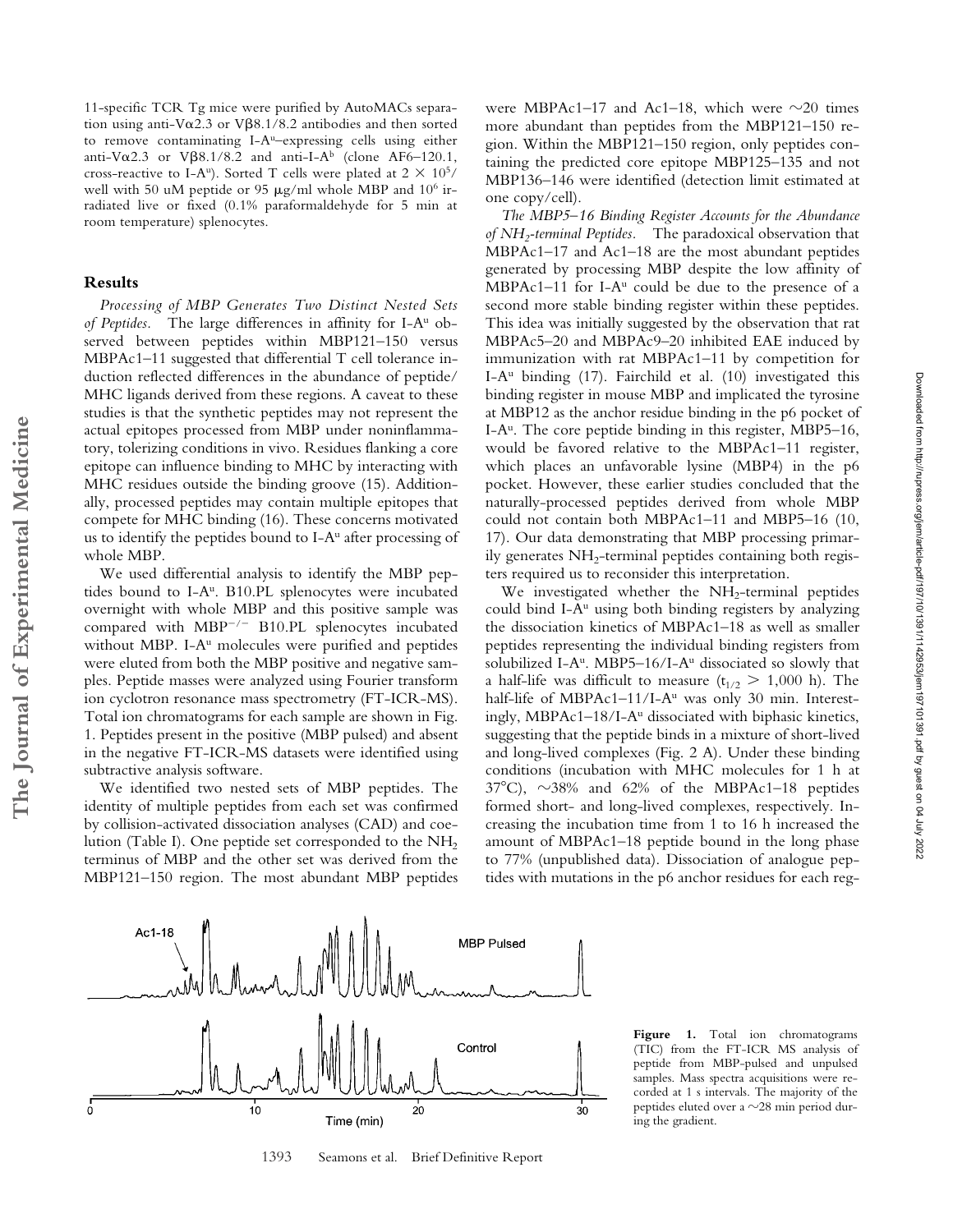11-specific TCR Tg mice were purified by AutoMACs separation using anti-Vα2.3 or Vβ8.1/8.2 antibodies and then sorted to remove contaminating I-A$^u$–expressing cells using either anti-Vα2.3 or Vβ8.1/8.2 and anti-I-A$^b$ (clone AF6–120.1, cross-reactive to I-A$^u$). Sorted T cells were plated at $2 \times 10^5$/well with 50 uM peptide or 95 μg/ml whole MBP and $10^6$ irradiated live or fixed (0.1% paraformaldehyde for 5 min at room temperature) splenocytes.

## Results

*Processing of MBP Generates Two Distinct Nested Sets of Peptides.* The large differences in affinity for I-A$^u$ observed between peptides within MBP121–150 versus MBPAc1–11 suggested that differential T cell tolerance induction reflected differences in the abundance of peptide/MHC ligands derived from these regions. A caveat to these studies is that the synthetic peptides may not represent the actual epitopes processed from MBP under noninflammatory, tolerizing conditions in vivo. Residues flanking a core epitope can influence binding to MHC by interacting with MHC residues outside the binding groove (15). Additionally, processed peptides may contain multiple epitopes that compete for MHC binding (16). These concerns motivated us to identify the peptides bound to I-A$^u$ after processing of whole MBP.

We used differential analysis to identify the MBP peptides bound to I-A$^u$. B10.PL splenocytes were incubated overnight with whole MBP and this positive sample was compared with MBP$^{-/-}$ B10.PL splenocytes incubated without MBP. I-A$^u$ molecules were purified and peptides were eluted from both the MBP positive and negative samples. Peptide masses were analyzed using Fourier transform ion cyclotron resonance mass spectrometry (FT-ICR-MS). Total ion chromatograms for each sample are shown in Fig. 1. Peptides present in the positive (MBP pulsed) and absent in the negative FT-ICR-MS datasets were identified using subtractive analysis software.

We identified two nested sets of MBP peptides. The identity of multiple peptides from each set was confirmed by collision-activated dissociation analyses (CAD) and coelution (Table I). One peptide set corresponded to the $NH_2$ terminus of MBP and the other set was derived from the MBP121–150 region. The most abundant MBP peptides were MBPAc1–17 and Ac1–18, which were ∼20 times more abundant than peptides from the MBP121–150 region. Within the MBP121–150 region, only peptides containing the predicted core epitope MBP125–135 and not MBP136–146 were identified (detection limit estimated at one copy/cell).

*The MBP5–16 Binding Register Accounts for the Abundance of $NH_2$-terminal Peptides.* The paradoxical observation that MBPAc1–17 and Ac1–18 are the most abundant peptides generated by processing MBP despite the low affinity of MBPAc1–11 for I-A$^u$ could be due to the presence of a second more stable binding register within these peptides. This idea was initially suggested by the observation that rat MBPAc5–20 and MBPAc9–20 inhibited EAE induced by immunization with rat MBPAc1–11 by competition for I-A$^u$ binding (17). Fairchild et al. (10) investigated this binding register in mouse MBP and implicated the tyrosine at MBP12 as the anchor residue binding in the p6 pocket of I-A$^u$. The core peptide binding in this register, MBP5–16, would be favored relative to the MBPAc1–11 register, which places an unfavorable lysine (MBP4) in the p6 pocket. However, these earlier studies concluded that the naturally-processed peptides derived from whole MBP could not contain both MBPAc1–11 and MBP5–16 (10, 17). Our data demonstrating that MBP processing primarily generates $NH_2$-terminal peptides containing both registers required us to reconsider this interpretation.

We investigated whether the $NH_2$-terminal peptides could bind I-A$^u$ using both binding registers by analyzing the dissociation kinetics of MBPAc1–18 as well as smaller peptides representing the individual binding registers from solubilized I-A$^u$. MBP5–16/I-A$^u$ dissociated so slowly that a half-life was difficult to measure ($t_{1/2} > 1{,}000$ h). The half-life of MBPAc1–11/I-A$^u$ was only 30 min. Interestingly, MBPAc1–18/I-A$^u$ dissociated with biphasic kinetics, suggesting that the peptide binds in a mixture of short-lived and long-lived complexes (Fig. 2 A). Under these binding conditions (incubation with MHC molecules for 1 h at 37°C), ∼38% and 62% of the MBPAc1–18 peptides formed short- and long-lived complexes, respectively. Increasing the incubation time from 1 to 16 h increased the amount of MBPAc1–18 peptide bound in the long phase to 77% (unpublished data). Dissociation of analogue peptides with mutations in the p6 anchor residues for each reg-

**Figure 1.** Total ion chromatograms (TIC) from the FT-ICR MS analysis of peptide from MBP-pulsed and unpulsed samples. Mass spectra acquisitions were recorded at 1 s intervals. The majority of the peptides eluted over a ∼28 min period during the gradient.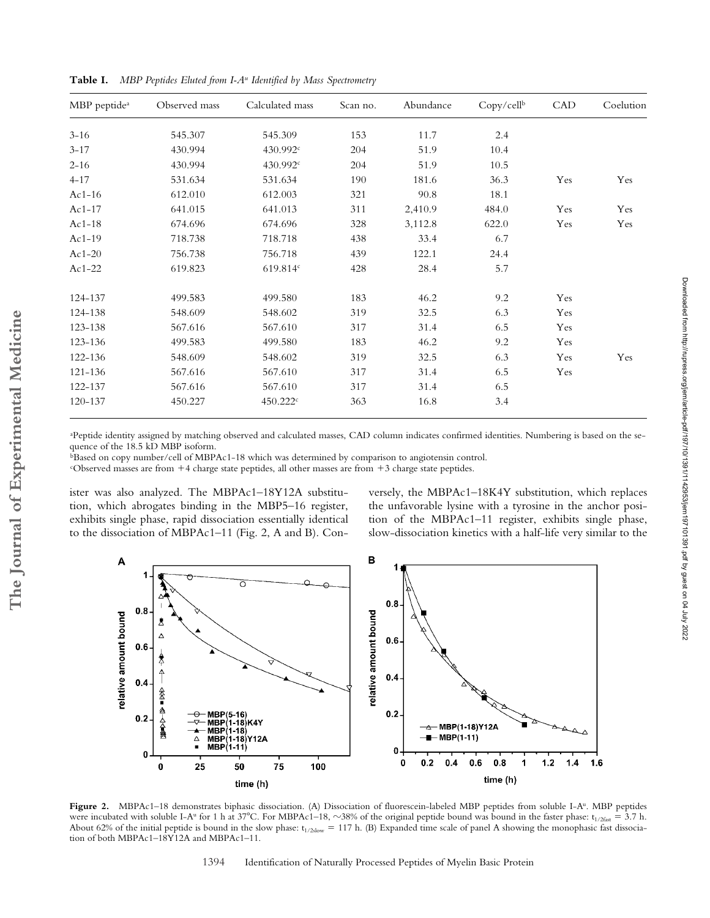**Table I.** *MBP Peptides Eluted from I-A[u] Identified by Mass Spectrometry*

| MBP peptide[a] | Observed mass | Calculated mass | Scan no. | Abundance | Copy/cell[b] | CAD | Coelution |
|---|---|---|---|---|---|---|---|
| 3–16 | 545.307 | 545.309 | 153 | 11.7 | 2.4 | | |
| 3–17 | 430.994 | 430.992[c] | 204 | 51.9 | 10.4 | | |
| 2–16 | 430.994 | 430.992[c] | 204 | 51.9 | 10.5 | | |
| 4–17 | 531.634 | 531.634 | 190 | 181.6 | 36.3 | Yes | Yes |
| Ac1–16 | 612.010 | 612.003 | 321 | 90.8 | 18.1 | | |
| Ac1–17 | 641.015 | 641.013 | 311 | 2,410.9 | 484.0 | Yes | Yes |
| Ac1–18 | 674.696 | 674.696 | 328 | 3,112.8 | 622.0 | Yes | Yes |
| Ac1–19 | 718.738 | 718.718 | 438 | 33.4 | 6.7 | | |
| Ac1–20 | 756.738 | 756.718 | 439 | 122.1 | 24.4 | | |
| Ac1–22 | 619.823 | 619.814[c] | 428 | 28.4 | 5.7 | | |
| 124–137 | 499.583 | 499.580 | 183 | 46.2 | 9.2 | Yes | |
| 124–138 | 548.609 | 548.602 | 319 | 32.5 | 6.3 | Yes | |
| 123–138 | 567.616 | 567.610 | 317 | 31.4 | 6.5 | Yes | |
| 123–136 | 499.583 | 499.580 | 183 | 46.2 | 9.2 | Yes | |
| 122–136 | 548.609 | 548.602 | 319 | 32.5 | 6.3 | Yes | Yes |
| 121–136 | 567.616 | 567.610 | 317 | 31.4 | 6.5 | Yes | |
| 122–137 | 567.616 | 567.610 | 317 | 31.4 | 6.5 | | |
| 120–137 | 450.227 | 450.222[c] | 363 | 16.8 | 3.4 | | |

[a]Peptide identity assigned by matching observed and calculated masses, CAD column indicates confirmed identities. Numbering is based on the sequence of the 18.5 kD MBP isoform.
[b]Based on copy number/cell of MBPAc1-18 which was determined by comparison to angiotensin control.
[c]Observed masses are from +4 charge state peptides, all other masses are from +3 charge state peptides.

ister was also analyzed. The MBPAc1–18Y12A substitution, which abrogates binding in the MBP5–16 register, exhibits single phase, rapid dissociation essentially identical to the dissociation of MBPAc1–11 (Fig. 2, A and B). Conversely, the MBPAc1–18K4Y substitution, which replaces the unfavorable lysine with a tyrosine in the anchor position of the MBPAc1–11 register, exhibits single phase, slow-dissociation kinetics with a half-life very similar to the

**Figure 2.** MBPAc1–18 demonstrates biphasic dissociation. (A) Dissociation of fluorescein-labeled MBP peptides from soluble I-A[u]. MBP peptides were incubated with soluble I-A[u] for 1 h at 37°C. For MBPAc1–18, ~38% of the original peptide bound was bound in the faster phase: $t_{1/2fast}$ = 3.7 h. About 62% of the initial peptide is bound in the slow phase: $t_{1/2slow}$ = 117 h. (B) Expanded time scale of panel A showing the monophasic fast dissociation of both MBPAc1–18Y12A and MBPAc1–11.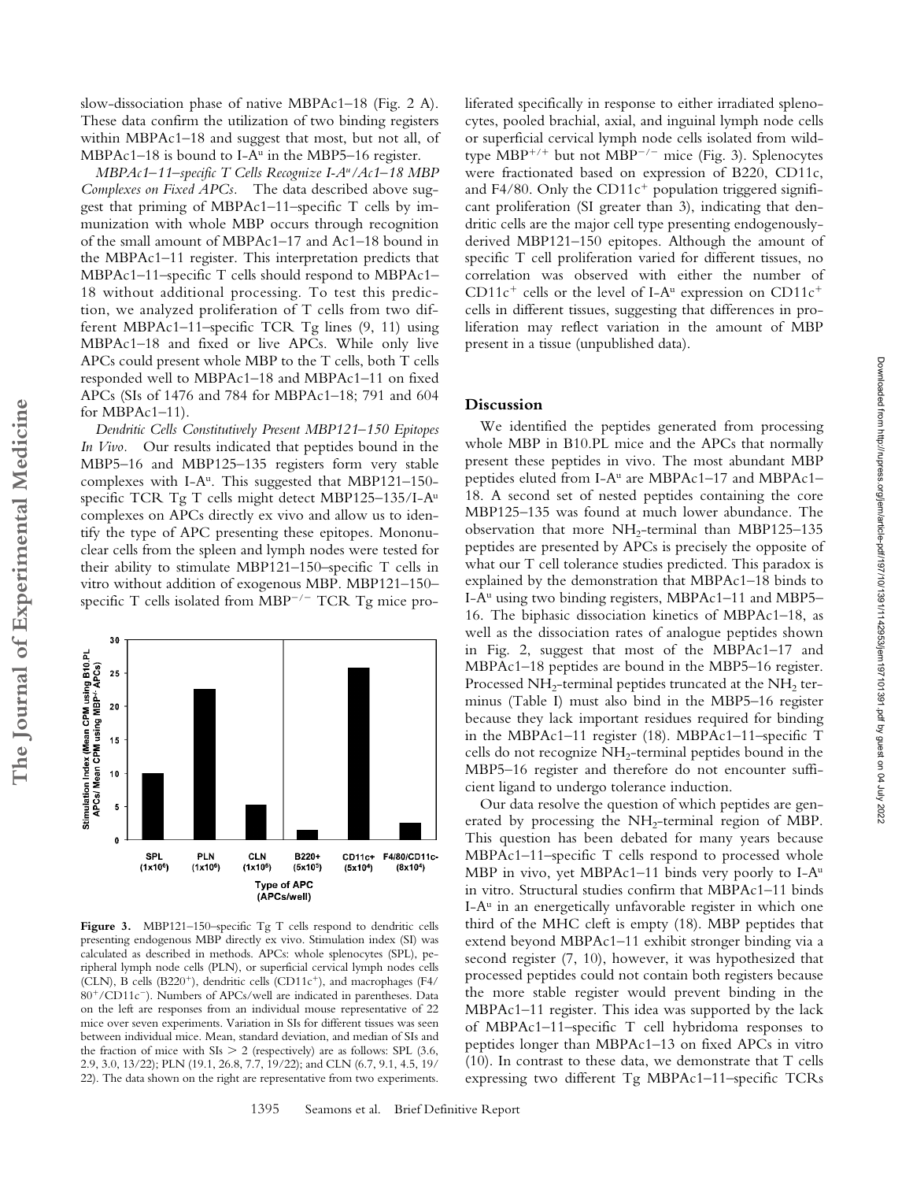slow-dissociation phase of native MBPAc1–18 (Fig. 2 A). These data confirm the utilization of two binding registers within MBPAc1–18 and suggest that most, but not all, of MBPAc1–18 is bound to I-$A^u$ in the MBP5–16 register.

*MBPAc1–11–specific T Cells Recognize I-$A^u$/Ac1–18 MBP Complexes on Fixed APCs.* The data described above suggest that priming of MBPAc1–11–specific T cells by immunization with whole MBP occurs through recognition of the small amount of MBPAc1–17 and Ac1–18 bound in the MBPAc1–11 register. This interpretation predicts that MBPAc1–11–specific T cells should respond to MBPAc1–18 without additional processing. To test this prediction, we analyzed proliferation of T cells from two different MBPAc1–11–specific TCR Tg lines (9, 11) using MBPAc1–18 and fixed or live APCs. While only live APCs could present whole MBP to the T cells, both T cells responded well to MBPAc1–18 and MBPAc1–11 on fixed APCs (SIs of 1476 and 784 for MBPAc1–18; 791 and 604 for MBPAc1–11).

*Dendritic Cells Constitutively Present MBP121–150 Epitopes In Vivo.* Our results indicated that peptides bound in the MBP5–16 and MBP125–135 registers form very stable complexes with I-$A^u$. This suggested that MBP121–150-specific TCR Tg T cells might detect MBP125–135/I-$A^u$ complexes on APCs directly ex vivo and allow us to identify the type of APC presenting these epitopes. Mononuclear cells from the spleen and lymph nodes were tested for their ability to stimulate MBP121–150–specific T cells in vitro without addition of exogenous MBP. MBP121–150–specific T cells isolated from $MBP^{-/-}$ TCR Tg mice proliferated specifically in response to either irradiated splenocytes, pooled brachial, axial, and inguinal lymph node cells or superficial cervical lymph node cells isolated from wild-type $MBP^{+/+}$ but not $MBP^{-/-}$ mice (Fig. 3). Splenocytes were fractionated based on expression of B220, CD11c, and F4/80. Only the $CD11c^+$ population triggered significant proliferation (SI greater than 3), indicating that dendritic cells are the major cell type presenting endogenously-derived MBP121–150 epitopes. Although the amount of specific T cell proliferation varied for different tissues, no correlation was observed with either the number of $CD11c^+$ cells or the level of I-$A^u$ expression on $CD11c^+$ cells in different tissues, suggesting that differences in proliferation may reflect variation in the amount of MBP present in a tissue (unpublished data).

**Figure 3.** MBP121–150–specific Tg T cells respond to dendritic cells presenting endogenous MBP directly ex vivo. Stimulation index (SI) was calculated as described in methods. APCs: whole splenocytes (SPL), peripheral lymph node cells (PLN), or superficial cervical lymph nodes cells (CLN), B cells ($B220^+$), dendritic cells ($CD11c^+$), and macrophages ($F4/80^+/CD11c^-$). Numbers of APCs/well are indicated in parentheses. Data on the left are responses from an individual mouse representative of 22 mice over seven experiments. Variation in SIs for different tissues was seen between individual mice. Mean, standard deviation, and median of SIs and the fraction of mice with SIs > 2 (respectively) are as follows: SPL (3.6, 2.9, 3.0, 13/22); PLN (19.1, 26.8, 7.7, 19/22); and CLN (6.7, 9.1, 4.5, 19/22). The data shown on the right are representative from two experiments.

## Discussion

We identified the peptides generated from processing whole MBP in B10.PL mice and the APCs that normally present these peptides in vivo. The most abundant MBP peptides eluted from I-$A^u$ are MBPAc1–17 and MBPAc1–18. A second set of nested peptides containing the core MBP125–135 was found at much lower abundance. The observation that more $NH_2$-terminal than MBP125–135 peptides are presented by APCs is precisely the opposite of what our T cell tolerance studies predicted. This paradox is explained by the demonstration that MBPAc1–18 binds to I-$A^u$ using two binding registers, MBPAc1–11 and MBP5–16. The biphasic dissociation kinetics of MBPAc1–18, as well as the dissociation rates of analogue peptides shown in Fig. 2, suggest that most of the MBPAc1–17 and MBPAc1–18 peptides are bound in the MBP5–16 register. Processed $NH_2$-terminal peptides truncated at the $NH_2$ terminus (Table I) must also bind in the MBP5–16 register because they lack important residues required for binding in the MBPAc1–11 register (18). MBPAc1–11–specific T cells do not recognize $NH_2$-terminal peptides bound in the MBP5–16 register and therefore do not encounter sufficient ligand to undergo tolerance induction.

Our data resolve the question of which peptides are generated by processing the $NH_2$-terminal region of MBP. This question has been debated for many years because MBPAc1–11–specific T cells respond to processed whole MBP in vivo, yet MBPAc1–11 binds very poorly to I-$A^u$ in vitro. Structural studies confirm that MBPAc1–11 binds I-$A^u$ in an energetically unfavorable register in which one third of the MHC cleft is empty (18). MBP peptides that extend beyond MBPAc1–11 exhibit stronger binding via a second register (7, 10), however, it was hypothesized that processed peptides could not contain both registers because the more stable register would prevent binding in the MBPAc1–11 register. This idea was supported by the lack of MBPAc1–11–specific T cell hybridoma responses to peptides longer than MBPAc1–13 on fixed APCs in vitro (10). In contrast to these data, we demonstrate that T cells expressing two different Tg MBPAc1–11–specific TCRs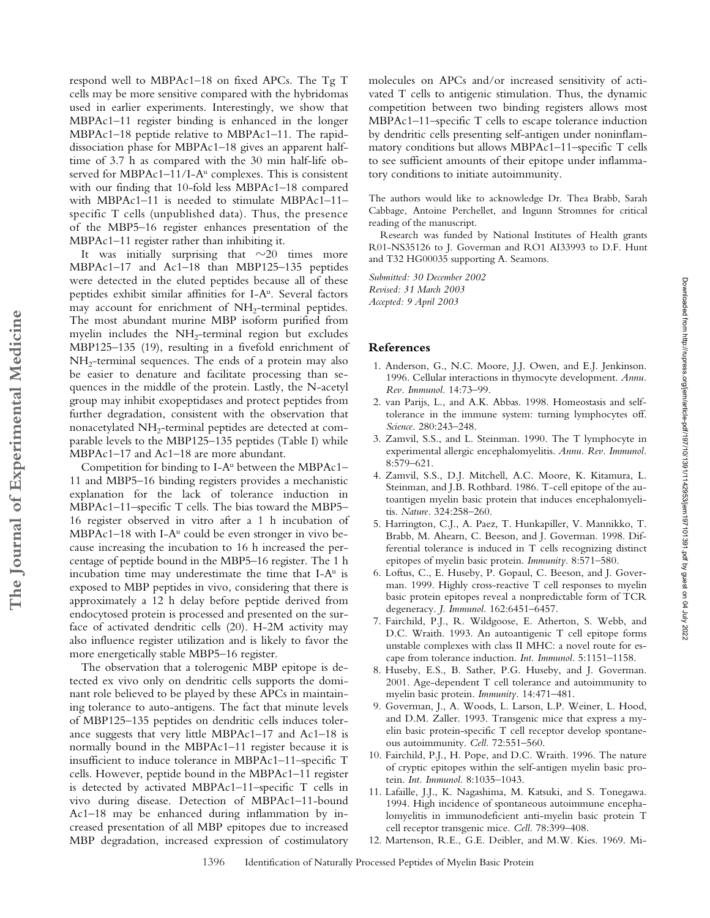respond well to MBPAc1–18 on fixed APCs. The Tg T cells may be more sensitive compared with the hybridomas used in earlier experiments. Interestingly, we show that MBPAc1–11 register binding is enhanced in the longer MBPAc1–18 peptide relative to MBPAc1–11. The rapid-dissociation phase for MBPAc1–18 gives an apparent half-time of 3.7 h as compared with the 30 min half-life observed for MBPAc1–11/I-A$^u$ complexes. This is consistent with our finding that 10-fold less MBPAc1–18 compared with MBPAc1–11 is needed to stimulate MBPAc1–11–specific T cells (unpublished data). Thus, the presence of the MBP5–16 register enhances presentation of the MBPAc1–11 register rather than inhibiting it.

It was initially surprising that ~20 times more MBPAc1–17 and Ac1–18 than MBP125–135 peptides were detected in the eluted peptides because all of these peptides exhibit similar affinities for I-A$^u$. Several factors may account for enrichment of $NH_2$-terminal peptides. The most abundant murine MBP isoform purified from myelin includes the $NH_2$-terminal region but excludes MBP125–135 (19), resulting in a fivefold enrichment of $NH_2$-terminal sequences. The ends of a protein may also be easier to denature and facilitate processing than sequences in the middle of the protein. Lastly, the N-acetyl group may inhibit exopeptidases and protect peptides from further degradation, consistent with the observation that nonacetylated $NH_2$-terminal peptides are detected at comparable levels to the MBP125–135 peptides (Table I) while MBPAc1–17 and Ac1–18 are more abundant.

Competition for binding to I-A$^u$ between the MBPAc1–11 and MBP5–16 binding registers provides a mechanistic explanation for the lack of tolerance induction in MBPAc1–11–specific T cells. The bias toward the MBP5–16 register observed in vitro after a 1 h incubation of MBPAc1–18 with I-A$^u$ could be even stronger in vivo because increasing the incubation to 16 h increased the percentage of peptide bound in the MBP5–16 register. The 1 h incubation time may underestimate the time that I-A$^u$ is exposed to MBP peptides in vivo, considering that there is approximately a 12 h delay before peptide derived from endocytosed protein is processed and presented on the surface of activated dendritic cells (20). H-2M activity may also influence register utilization and is likely to favor the more energetically stable MBP5–16 register.

The observation that a tolerogenic MBP epitope is detected ex vivo only on dendritic cells supports the dominant role believed to be played by these APCs in maintaining tolerance to auto-antigens. The fact that minute levels of MBP125–135 peptides on dendritic cells induces tolerance suggests that very little MBPAc1–17 and Ac1–18 is normally bound in the MBPAc1–11 register because it is insufficient to induce tolerance in MBPAc1–11–specific T cells. However, peptide bound in the MBPAc1–11 register is detected by activated MBPAc1–11–specific T cells in vivo during disease. Detection of MBPAc1–11-bound Ac1–18 may be enhanced during inflammation by increased presentation of all MBP epitopes due to increased MBP degradation, increased expression of costimulatory molecules on APCs and/or increased sensitivity of activated T cells to antigenic stimulation. Thus, the dynamic competition between two binding registers allows most MBPAc1–11–specific T cells to escape tolerance induction by dendritic cells presenting self-antigen under noninflammatory conditions but allows MBPAc1–11–specific T cells to see sufficient amounts of their epitope under inflammatory conditions to initiate autoimmunity.

The authors would like to acknowledge Dr. Thea Brabb, Sarah Cabbage, Antoine Perchellet, and Ingunn Stromnes for critical reading of the manuscript.

Research was funded by National Institutes of Health grants R01-NS35126 to J. Goverman and RO1 AI33993 to D.F. Hunt and T32 HG00035 supporting A. Seamons.

*Submitted: 30 December 2002*
*Revised: 31 March 2003*
*Accepted: 9 April 2003*

## References

1. Anderson, G., N.C. Moore, J.J. Owen, and E.J. Jenkinson. 1996. Cellular interactions in thymocyte development. *Annu. Rev. Immunol.* 14:73–99.
2. van Parijs, L., and A.K. Abbas. 1998. Homeostasis and self-tolerance in the immune system: turning lymphocytes off. *Science.* 280:243–248.
3. Zamvil, S.S., and L. Steinman. 1990. The T lymphocyte in experimental allergic encephalomyelitis. *Annu. Rev. Immunol.* 8:579–621.
4. Zamvil, S.S., D.J. Mitchell, A.C. Moore, K. Kitamura, L. Steinman, and J.B. Rothbard. 1986. T-cell epitope of the autoantigen myelin basic protein that induces encephalomyelitis. *Nature.* 324:258–260.
5. Harrington, C.J., A. Paez, T. Hunkapiller, V. Mannikko, T. Brabb, M. Ahearn, C. Beeson, and J. Goverman. 1998. Differential tolerance is induced in T cells recognizing distinct epitopes of myelin basic protein. *Immunity.* 8:571–580.
6. Loftus, C., E. Huseby, P. Gopaul, C. Beeson, and J. Goverman. 1999. Highly cross-reactive T cell responses to myelin basic protein epitopes reveal a nonpredictable form of TCR degeneracy. *J. Immunol.* 162:6451–6457.
7. Fairchild, P.J., R. Wildgoose, E. Atherton, S. Webb, and D.C. Wraith. 1993. An autoantigenic T cell epitope forms unstable complexes with class II MHC: a novel route for escape from tolerance induction. *Int. Immunol.* 5:1151–1158.
8. Huseby, E.S., B. Sather, P.G. Huseby, and J. Goverman. 2001. Age-dependent T cell tolerance and autoimmunity to myelin basic protein. *Immunity.* 14:471–481.
9. Goverman, J., A. Woods, L. Larson, L.P. Weiner, L. Hood, and D.M. Zaller. 1993. Transgenic mice that express a myelin basic protein-specific T cell receptor develop spontaneous autoimmunity. *Cell.* 72:551–560.
10. Fairchild, P.J., H. Pope, and D.C. Wraith. 1996. The nature of cryptic epitopes within the self-antigen myelin basic protein. *Int. Immunol.* 8:1035–1043.
11. Lafaille, J.J., K. Nagashima, M. Katsuki, and S. Tonegawa. 1994. High incidence of spontaneous autoimmune encephalomyelitis in immunodeficient anti-myelin basic protein T cell receptor transgenic mice. *Cell.* 78:399–408.
12. Martenson, R.E., G.E. Deibler, and M.W. Kies. 1969. Mi-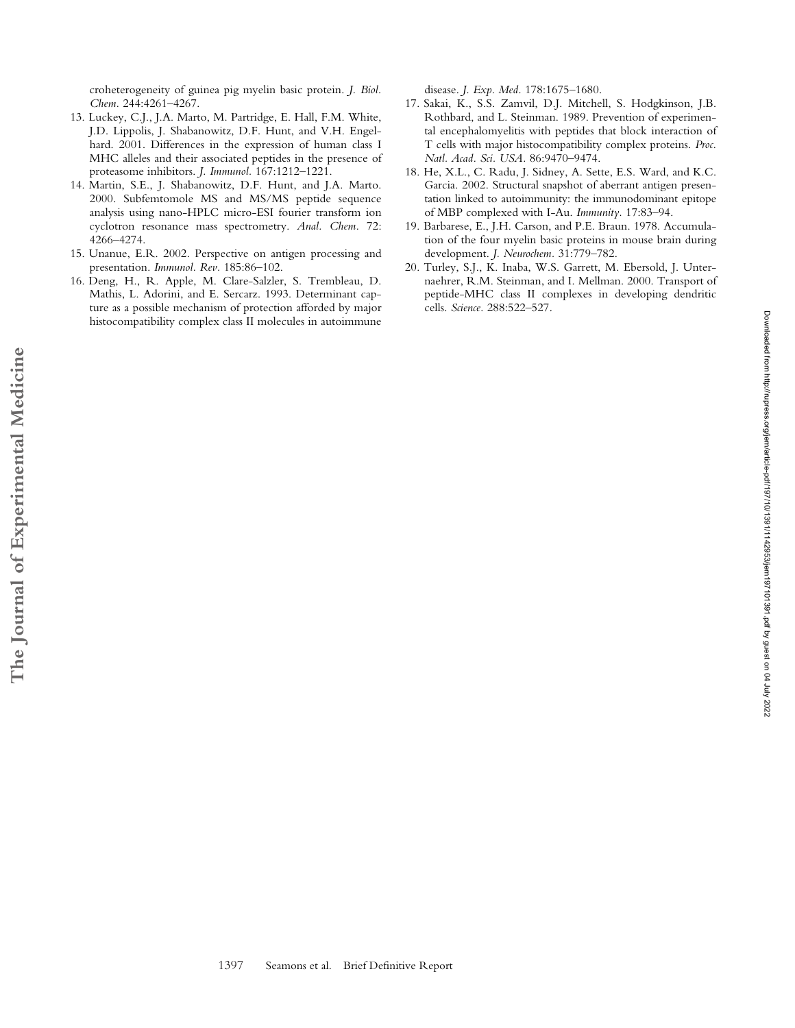croheterogeneity of guinea pig myelin basic protein. *J. Biol. Chem.* 244:4261–4267.

13. Luckey, C.J., J.A. Marto, M. Partridge, E. Hall, F.M. White, J.D. Lippolis, J. Shabanowitz, D.F. Hunt, and V.H. Engelhard. 2001. Differences in the expression of human class I MHC alleles and their associated peptides in the presence of proteasome inhibitors. *J. Immunol.* 167:1212–1221.
14. Martin, S.E., J. Shabanowitz, D.F. Hunt, and J.A. Marto. 2000. Subfemtomole MS and MS/MS peptide sequence analysis using nano-HPLC micro-ESI fourier transform ion cyclotron resonance mass spectrometry. *Anal. Chem.* 72: 4266–4274.
15. Unanue, E.R. 2002. Perspective on antigen processing and presentation. *Immunol. Rev.* 185:86–102.
16. Deng, H., R. Apple, M. Clare-Salzler, S. Trembleau, D. Mathis, L. Adorini, and E. Sercarz. 1993. Determinant capture as a possible mechanism of protection afforded by major histocompatibility complex class II molecules in autoimmune disease. *J. Exp. Med.* 178:1675–1680.
17. Sakai, K., S.S. Zamvil, D.J. Mitchell, S. Hodgkinson, J.B. Rothbard, and L. Steinman. 1989. Prevention of experimental encephalomyelitis with peptides that block interaction of T cells with major histocompatibility complex proteins. *Proc. Natl. Acad. Sci. USA.* 86:9470–9474.
18. He, X.L., C. Radu, J. Sidney, A. Sette, E.S. Ward, and K.C. Garcia. 2002. Structural snapshot of aberrant antigen presentation linked to autoimmunity: the immunodominant epitope of MBP complexed with I-Au. *Immunity.* 17:83–94.
19. Barbarese, E., J.H. Carson, and P.E. Braun. 1978. Accumulation of the four myelin basic proteins in mouse brain during development. *J. Neurochem.* 31:779–782.
20. Turley, S.J., K. Inaba, W.S. Garrett, M. Ebersold, J. Unternaehrer, R.M. Steinman, and I. Mellman. 2000. Transport of peptide-MHC class II complexes in developing dendritic cells. *Science.* 288:522–527.